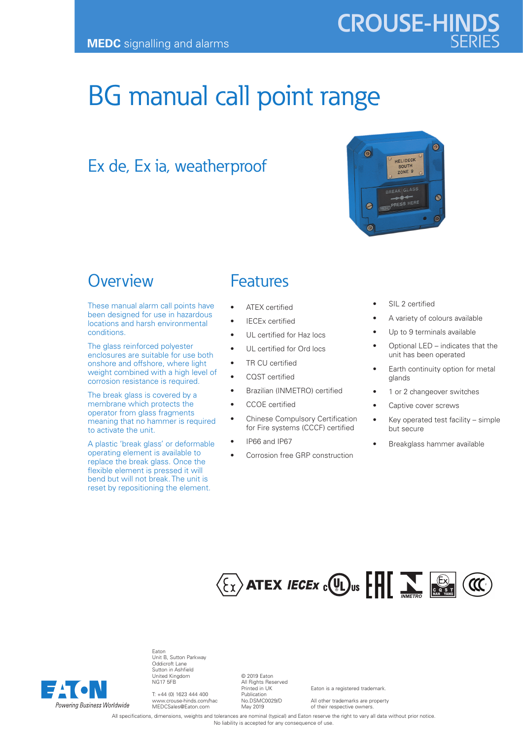MEDC signalling and alarms

CROUSE-HINDS SERIES

# BG manual call point range

## Ex de, Ex ia, weatherproof

## Overview

These manual alarm call points have been designed for use in hazardous locations and harsh environmental conditions.

The glass reinforced polyester enclosures are suitable for use both onshore and offshore, where light weight combined with a high level of corrosion resistance is required.

The break glass is covered by a membrane which protects the operator from glass fragments meaning that no hammer is required to activate the unit.

A plastic 'break glass' or deformable operating element is available to replace the break glass. Once the flexible element is pressed it will bend but will not break. The unit is reset by repositioning the element.

## Features

- ATEX certified
- IECEx certified
- UL certified for Haz locs
- UL certified for Ord locs
- TR CU certified
- CQST certified
- Brazilian (INMETRO) certified
- CCOE certified
- Chinese Compulsory Certification for Fire systems (CCCF) certified
- IP66 and IP67
- Corrosion free GRP construction
- SIL 2 certified
- A variety of colours available
- Up to 9 terminals available
- Optional LED – indicates that the unit has been operated
- Earth continuity option for metal glands
- 1 or 2 changeover switches
- Captive cover screws
- Key operated test facility – simple but secure
- Breakglass hammer available

Eaton
Unit B, Sutton Parkway
Oddicroft Lane
Sutton in Ashfield
United Kingdom
NG17 5FB

T: +44 (0) 1623 444 400
www.crouse-hinds.com/hac
MEDCSales@Eaton.com

© 2019 Eaton
All Rights Reserved
Printed in UK
Publication
No.DSMC0029/D
May 2019

Eaton is a registered trademark.

All other trademarks are property of their respective owners.

All specifications, dimensions, weights and tolerances are nominal (typical) and Eaton reserve the right to vary all data without prior notice. No liability is accepted for any consequence of use.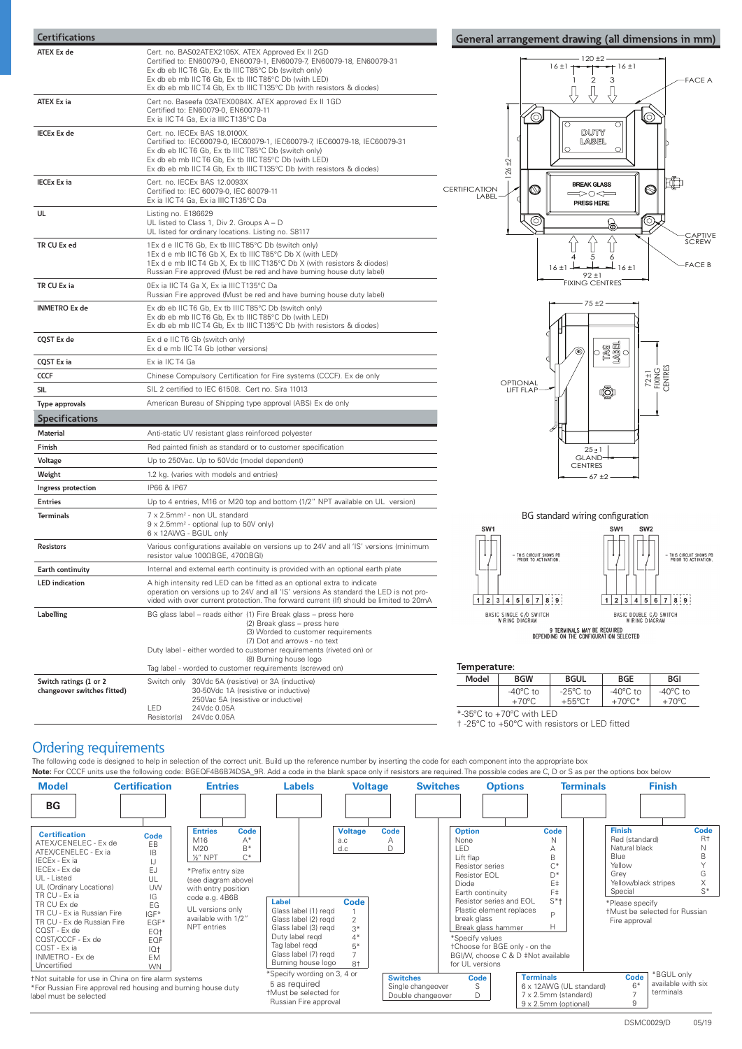## Certifications

| | |
|---|---|
| **ATEX Ex de** | Cert. no. BAS02ATEX2105X. ATEX Approved Ex II 2GD<br>Certified to: EN60079-0, EN60079-1, EN60079-7, EN60079-18, EN60079-31<br>Ex db eb IIC T6 Gb, Ex tb IIIC T85°C Db (switch only)<br>Ex db eb mb IIC T6 Gb, Ex tb IIIC T85°C Db (with LED)<br>Ex db eb mb IIC T4 Gb, Ex tb IIIC T135°C Db (with resistors & diodes) |
| **ATEX Ex ia** | Cert no. Baseefa 03ATEX0084X. ATEX approved Ex II 1GD<br>Certified to: EN60079-0, EN60079-11<br>Ex ia IIC T4 Ga, Ex ia IIIC T135°C Da |
| **IECEx Ex de** | Cert. no. IECEx BAS 18.0100X.<br>Certified to: IEC60079-0, IEC60079-1, IEC60079-7, IEC60079-18, IEC60079-31<br>Ex db eb IIC T6 Gb, Ex tb IIIC T85°C Db (switch only)<br>Ex db eb mb IIC T6 Gb, Ex tb IIIC T85°C Db (with LED)<br>Ex db eb mb IIC T4 Gb, Ex tb IIIC T135°C Db (with resistors & diodes) |
| **IECEx Ex ia** | Cert. no. IECEx BAS 12.0093X<br>Certified to: IEC 60079-0, IEC 60079-11<br>Ex ia IIC T4 Ga, Ex ia IIIC T135°C Da |
| **UL** | Listing no. E186629<br>UL listed to Class 1, Div 2. Groups A – D<br>UL listed for ordinary locations. Listing no. S8117 |
| **TR CU Ex ed** | 1Ex d e IIC T6 Gb, Ex tb IIIC T85°C Db (switch only)<br>1Ex d e mb IIC T6 Gb X, Ex tb IIIC T85°C Db X (with LED)<br>1Ex d e mb IIC T4 Gb X, Ex tb IIIC T135°C Db X (with resistors & diodes)<br>Russian Fire approved (Must be red and have burning house duty label) |
| **TR CU Ex ia** | 0Ex ia IIC T4 Ga X, Ex ia IIIC T135°C Da<br>Russian Fire approved (Must be red and have burning house duty label) |
| **INMETRO Ex de** | Ex db eb IIC T6 Gb, Ex tb IIIC T85°C Db (switch only)<br>Ex db eb mb IIC T6 Gb, Ex tb IIIC T85°C Db (with LED)<br>Ex db eb mb IIC T4 Gb, Ex tb IIIC T135°C Db (with resistors & diodes) |
| **CQST Ex de** | Ex d e IIC T6 Gb (switch only)<br>Ex d e mb IIC T4 Gb (other versions) |
| **CQST Ex ia** | Ex ia IIC T4 Ga |
| **CCCF** | Chinese Compulsory Certification for Fire systems (CCCF). Ex de only |
| **SIL** | SIL 2 certified to IEC 61508. Cert no. Sira 11013 |
| **Type approvals** | American Bureau of Shipping type approval (ABS) Ex de only |

## Specifications

| | |
|---|---|
| **Material** | Anti-static UV resistant glass reinforced polyester |
| **Finish** | Red painted finish as standard or to customer specification |
| **Voltage** | Up to 250Vac. Up to 50Vdc (model dependent) |
| **Weight** | 1.2 kg. (varies with models and entries) |
| **Ingress protection** | IP66 & IP67 |
| **Entries** | Up to 4 entries, M16 or M20 top and bottom (1/2" NPT available on UL version) |
| **Terminals** | 7 x 2.5mm² - non UL standard<br>9 x 2.5mm² - optional (up to 50V only)<br>6 x 12AWG - BGUL only |
| **Resistors** | Various configurations available on versions up to 24V and all 'IS' versions (minimum resistor value 100ΩBGE, 470ΩBGI) |
| **Earth continuity** | Internal and external earth continuity is provided with an optional earth plate |
| **LED indication** | A high intensity red LED can be fitted as an optional extra to indicate operation on versions up to 24V and all 'IS' versions As standard the LED is not provided with over current protection. The forward current (If) should be limited to 20mA |
| **Labelling** | BG glass label – reads either (1) Fire Break glass – press here<br>(2) Break glass – press here<br>(3) Worded to customer requirements<br>(7) Dot and arrows - no text<br>Duty label - either worded to customer requirements (riveted on) or<br>(8) Burning house logo<br>Tag label - worded to customer requirements (screwed on) |
| **Switch ratings (1 or 2 changeover switches fitted)** | Switch only 30Vdc 5A (resistive) or 3A (inductive)<br>30-50Vdc 1A (resistive or inductive)<br>250Vac 5A (resistive or inductive)<br>LED 24Vdc 0.05A<br>Resistor(s) 24Vdc 0.05A |

## General arrangement drawing (all dimensions in mm)

120 ±2
16 ±1
16 ±1
1 2 3
FACE A
DUTY LABEL
126 ±2
CERTIFICATION LABEL
BREAK GLASS
PRESS HERE
CAPTIVE SCREW
4 5 6
FACE B
16 ±1
16 ±1
92 ±1
FIXING CENTRES
75 ±2
TAG LABEL
OPTIONAL LIFT FLAP
72 ±1 FIXING CENTRES
25 ±1
GLAND CENTRES
67 ±2

BG standard wiring configuration

SW1
SW1 SW2
– THIS CIRCUIT SHOWS PB PRIOR TO ACTIVATION.
1 2 3 4 5 6 7 8 9
BASIC SINGLE C/O SWITCH WIRING DIAGRAM
BASIC DOUBLE C/O SWITCH WIRING DIAGRAM
9 TERMINALS MAY BE REQUIRED DEPENDING ON THE CONFIGURATION SELECTED

**Temperature:**

| Model | BGW | BGUL | BGE | BGI |
|---|---|---|---|---|
| | -40°C to +70°C | -25°C to +55°C† | -40°C to +70°C* | -40°C to +70°C |

*-35°C to +70°C with LED
† -25°C to +50°C with resistors or LED fitted

## Ordering requirements

The following code is designed to help in selection of the correct unit. Build up the reference number by inserting the code for each component into the appropriate box

**Note:** For CCCF units use the following code: BGEQF4B6B74DSA_9R. Add a code in the blank space only if resistors are required. The possible codes are C, D or S as per the options box below

| Model | Certification | Entries | Labels | Voltage | Switches | Options | Terminals | Finish |
|---|---|---|---|---|---|---|---|---|
| **BG** | | | | | | | | |

| Certification | Code |
|---|---|
| ATEX/CENELEC - Ex de | EB |
| ATEX/CENELEC - Ex ia | IB |
| IECEx - Ex ia | IJ |
| IECEx - Ex de | EJ |
| UL - Listed | UL |
| UL (Ordinary Locations) | UW |
| TR CU - Ex ia | IG |
| TR CU Ex de | EG |
| TR CU - Ex ia Russian Fire | IGF* |
| TR CU - Ex de Russian Fire | EGF* |
| CQST - Ex de | EQ† |
| CQST/CCCF - Ex de | EQF |
| CQST - Ex ia | IQ† |
| INMETRO - Ex de | EM |
| Uncertified | WN |

†Not suitable for use in China on fire alarm systems
*For Russian Fire approval red housing and burning house duty label must be selected

| Entries | Code |
|---|---|
| M16 | A* |
| M20 | B* |
| ½" NPT | C* |

*Prefix entry size (see diagram above) with entry position code e.g. 4B6B

UL versions only available with 1/2" NPT entries

| Label | Code |
|---|---|
| Glass label (1) reqd | 1 |
| Glass label (2) reqd | 2 |
| Glass label (3) reqd | 3* |
| Duty label reqd | 4* |
| Tag label reqd | 5* |
| Glass label (7) reqd | 7 |
| Burning house logo | 8† |

*Specify wording on 3, 4 or 5 as required
†Must be selected for Russian Fire approval

| Voltage | Code |
|---|---|
| a.c | A |
| d.c | D |

| Switches | Code |
|---|---|
| Single changeover | S |
| Double changeover | D |

| Option | Code |
|---|---|
| None | N |
| LED | A |
| Lift flap | B |
| Resistor series | C* |
| Resistor EOL | D* |
| Diode | E‡ |
| Earth continuity | F‡ |
| Resistor series and EOL | S*† |
| Plastic element replaces break glass | P |
| Break glass hammer | H |

*Specify values
†Choose for BGE only - on the BGI/W, choose C & D ‡Not available for UL versions

| Terminals | Code |
|---|---|
| 6 x 12AWG (UL standard) | 6* |
| 7 x 2.5mm (standard) | 7 |
| 9 x 2.5mm (optional) | 9 |

*BGUL only available with six terminals

| Finish | Code |
|---|---|
| Red (standard) | R† |
| Natural black | N |
| Blue | B |
| Yellow | Y |
| Grey | G |
| Yellow/black stripes | X |
| Special | S* |

*Please specify
†Must be selected for Russian Fire approval

DSMC0029/D 05/19